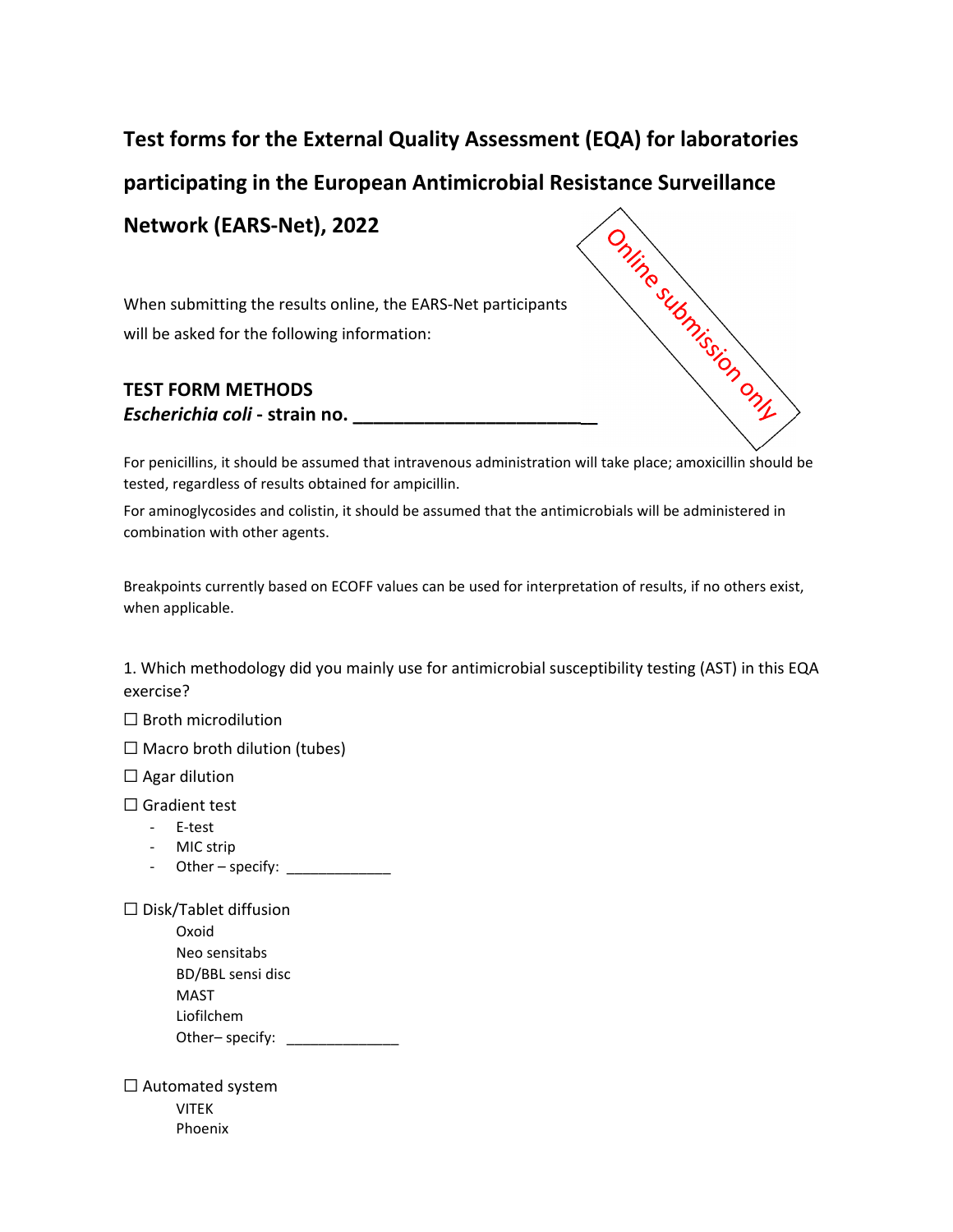# Test forms for the External Quality Assessment (EQA) for laboratories participating in the European Antimicrobial Resistance Surveillance Network (EARS-Net), 2022

Online submission only

When submitting the results online, the EARS-Net participants will be asked for the following information:

## TEST FORM METHODS

***Escherichia coli*** **- strain no. _________________________**

For penicillins, it should be assumed that intravenous administration will take place; amoxicillin should be tested, regardless of results obtained for ampicillin.

For aminoglycosides and colistin, it should be assumed that the antimicrobials will be administered in combination with other agents.

Breakpoints currently based on ECOFF values can be used for interpretation of results, if no others exist, when applicable.

1. Which methodology did you mainly use for antimicrobial susceptibility testing (AST) in this EQA exercise?

☐ Broth microdilution

☐ Macro broth dilution (tubes)

☐ Agar dilution

☐ Gradient test
- E-test
- MIC strip
- Other – specify: _____________

☐ Disk/Tablet diffusion

Oxoid
Neo sensitabs
BD/BBL sensi disc
MAST
Liofilchem
Other– specify: ______________

☐ Automated system

VITEK
Phoenix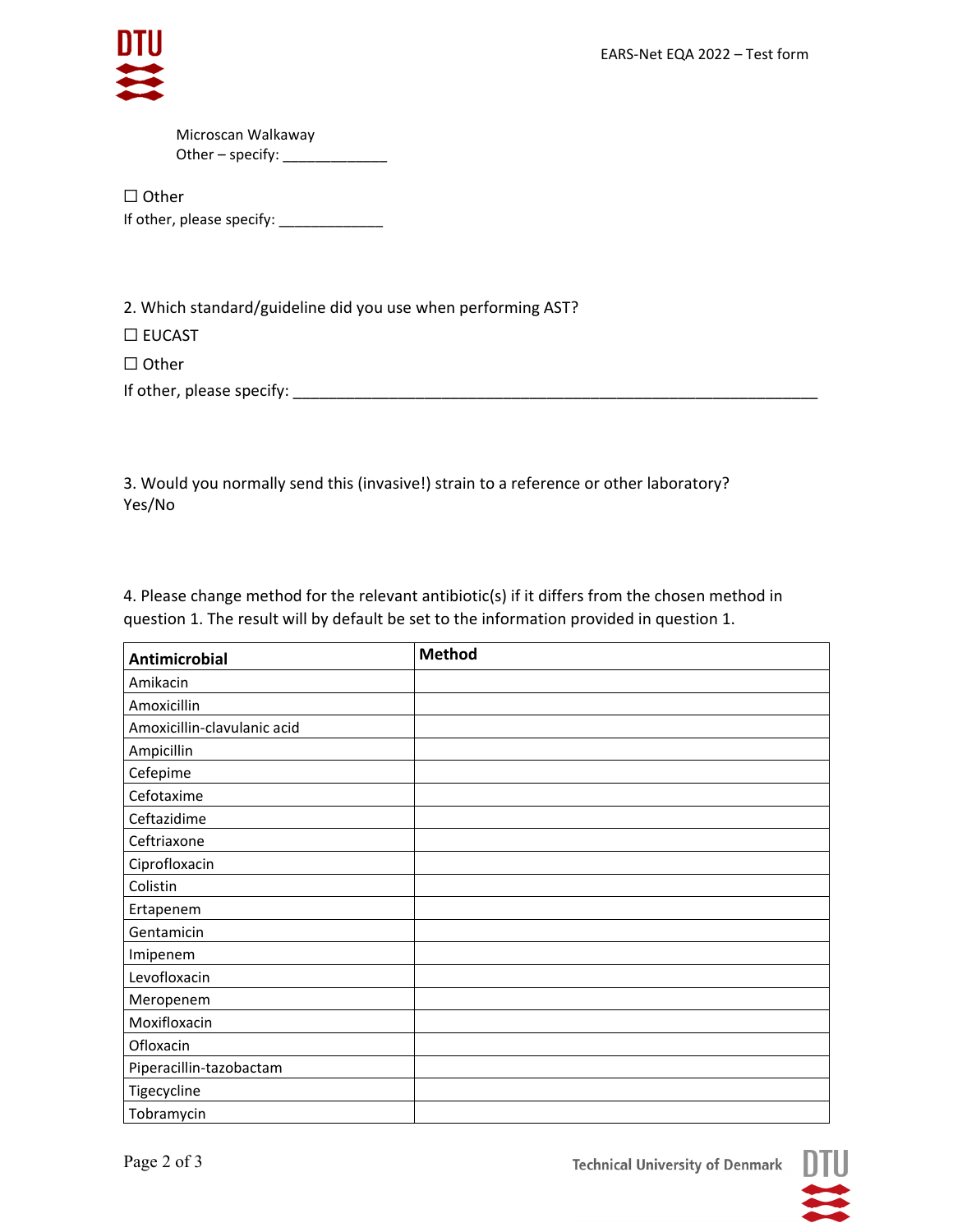Microscan Walkaway
Other – specify: _____________

☐ Other
If other, please specify: _____________

2. Which standard/guideline did you use when performing AST?

☐ EUCAST

☐ Other

If other, please specify: _________________________________________________________________

3. Would you normally send this (invasive!) strain to a reference or other laboratory?
Yes/No

4. Please change method for the relevant antibiotic(s) if it differs from the chosen method in question 1. The result will by default be set to the information provided in question 1.

| Antimicrobial | Method |
|---|---|
| Amikacin | |
| Amoxicillin | |
| Amoxicillin-clavulanic acid | |
| Ampicillin | |
| Cefepime | |
| Cefotaxime | |
| Ceftazidime | |
| Ceftriaxone | |
| Ciprofloxacin | |
| Colistin | |
| Ertapenem | |
| Gentamicin | |
| Imipenem | |
| Levofloxacin | |
| Meropenem | |
| Moxifloxacin | |
| Ofloxacin | |
| Piperacillin-tazobactam | |
| Tigecycline | |
| Tobramycin | |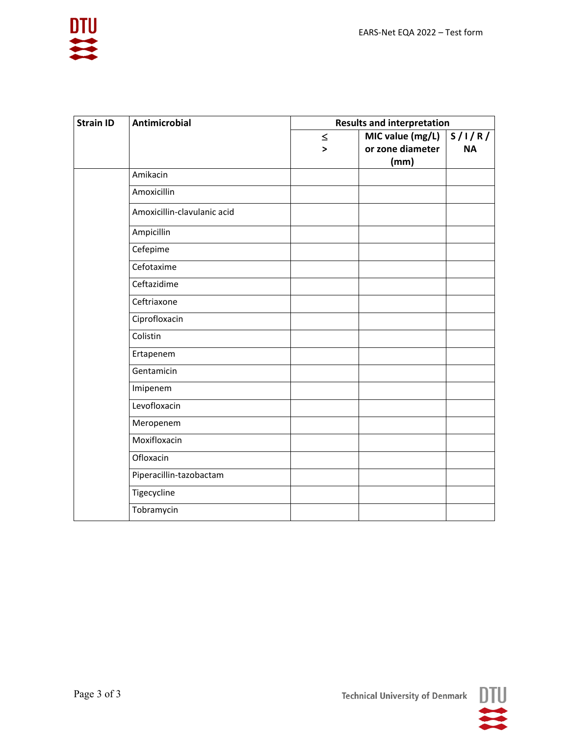| Strain ID | Antimicrobial | Results and interpretation | | |
|---|---|---|---|---|
| | | ≤<br>> | MIC value (mg/L) or zone diameter (mm) | S / I / R / NA |
| | Amikacin | | | |
| | Amoxicillin | | | |
| | Amoxicillin-clavulanic acid | | | |
| | Ampicillin | | | |
| | Cefepime | | | |
| | Cefotaxime | | | |
| | Ceftazidime | | | |
| | Ceftriaxone | | | |
| | Ciprofloxacin | | | |
| | Colistin | | | |
| | Ertapenem | | | |
| | Gentamicin | | | |
| | Imipenem | | | |
| | Levofloxacin | | | |
| | Meropenem | | | |
| | Moxifloxacin | | | |
| | Ofloxacin | | | |
| | Piperacillin-tazobactam | | | |
| | Tigecycline | | | |
| | Tobramycin | | | |